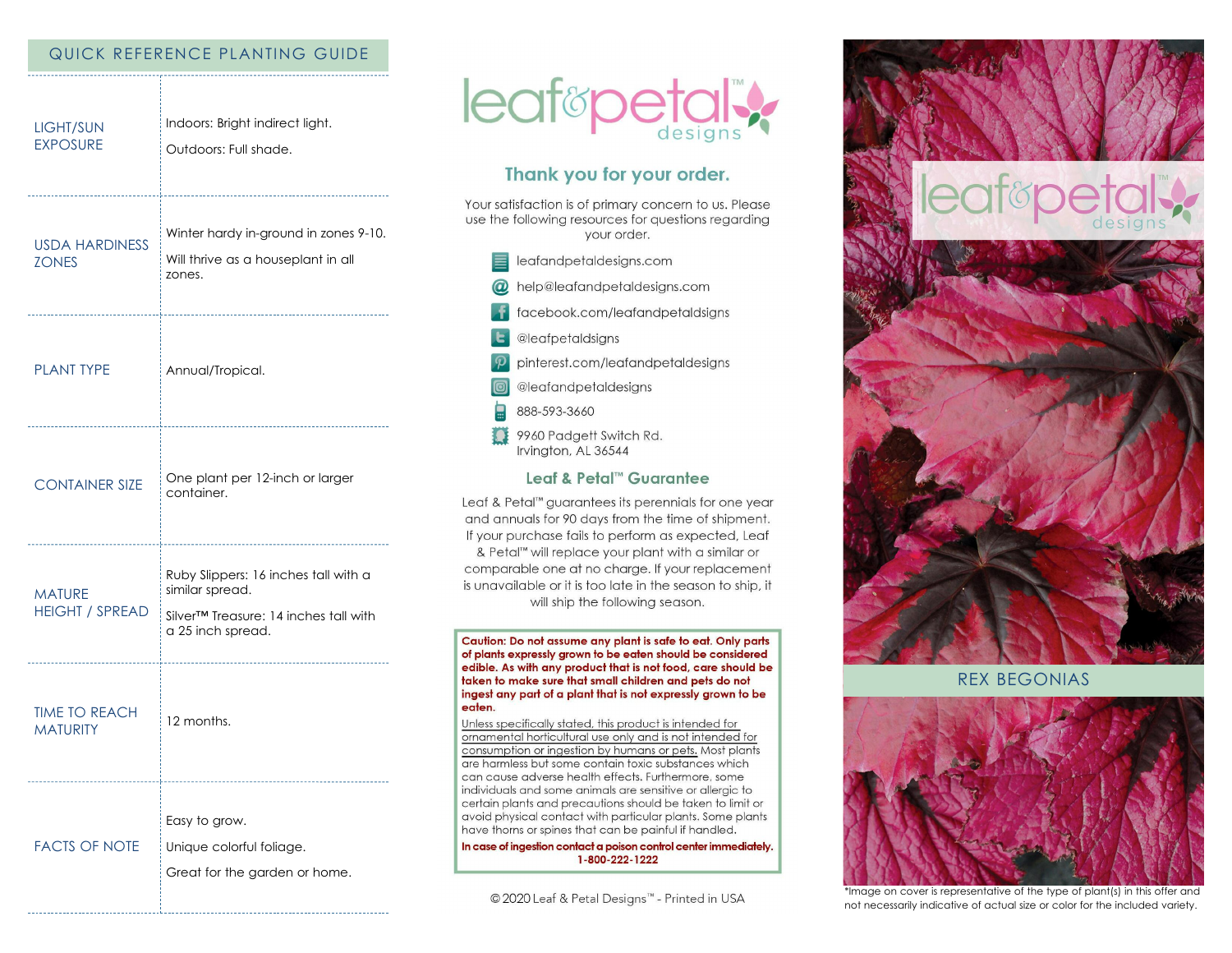## QUICK REFERENCE PLANTING GUIDE

| | |
|---|---|
| LIGHT/SUN EXPOSURE | Indoors: Bright indirect light.<br>Outdoors: Full shade. |
| USDA HARDINESS ZONES | Winter hardy in-ground in zones 9-10.<br>Will thrive as a houseplant in all zones. |
| PLANT TYPE | Annual/Tropical. |
| CONTAINER SIZE | One plant per 12-inch or larger container. |
| MATURE HEIGHT / SPREAD | Ruby Slippers: 16 inches tall with a similar spread.<br>Silver™ Treasure: 14 inches tall with a 25 inch spread. |
| TIME TO REACH MATURITY | 12 months. |
| FACTS OF NOTE | Easy to grow.<br>Unique colorful foliage.<br>Great for the garden or home. |

leaf&petal™ designs

## Thank you for your order.

Your satisfaction is of primary concern to us. Please use the following resources for questions regarding your order.

- leafandpetaldesigns.com
- help@leafandpetaldesigns.com
- facebook.com/leafandpetaldsigns
- @leafpetaldsigns
- pinterest.com/leafandpetaldesigns
- @leafandpetaldesigns
- 888-593-3660
- 9960 Padgett Switch Rd.
  Irvington, AL 36544

## Leaf & Petal™ Guarantee

Leaf & Petal™ guarantees its perennials for one year and annuals for 90 days from the time of shipment. If your purchase fails to perform as expected, Leaf & Petal™ will replace your plant with a similar or comparable one at no charge. If your replacement is unavailable or it is too late in the season to ship, it will ship the following season.

**Caution: Do not assume any plant is safe to eat. Only parts of plants expressly grown to be eaten should be considered edible. As with any product that is not food, care should be taken to make sure that small children and pets do not ingest any part of a plant that is not expressly grown to be eaten.**

Unless specifically stated, this product is intended for ornamental horticultural use only and is not intended for consumption or ingestion by humans or pets. Most plants are harmless but some contain toxic substances which can cause adverse health effects. Furthermore, some individuals and some animals are sensitive or allergic to certain plants and precautions should be taken to limit or avoid physical contact with particular plants. Some plants have thorns or spines that can be painful if handled.

**In case of ingestion contact a poison control center immediately. 1-800-222-1222**

© 2020 Leaf & Petal Designs™ - Printed in USA

leaf&petal™ designs

# REX BEGONIAS

*Image on cover is representative of the type of plant(s) in this offer and not necessarily indicative of actual size or color for the included variety.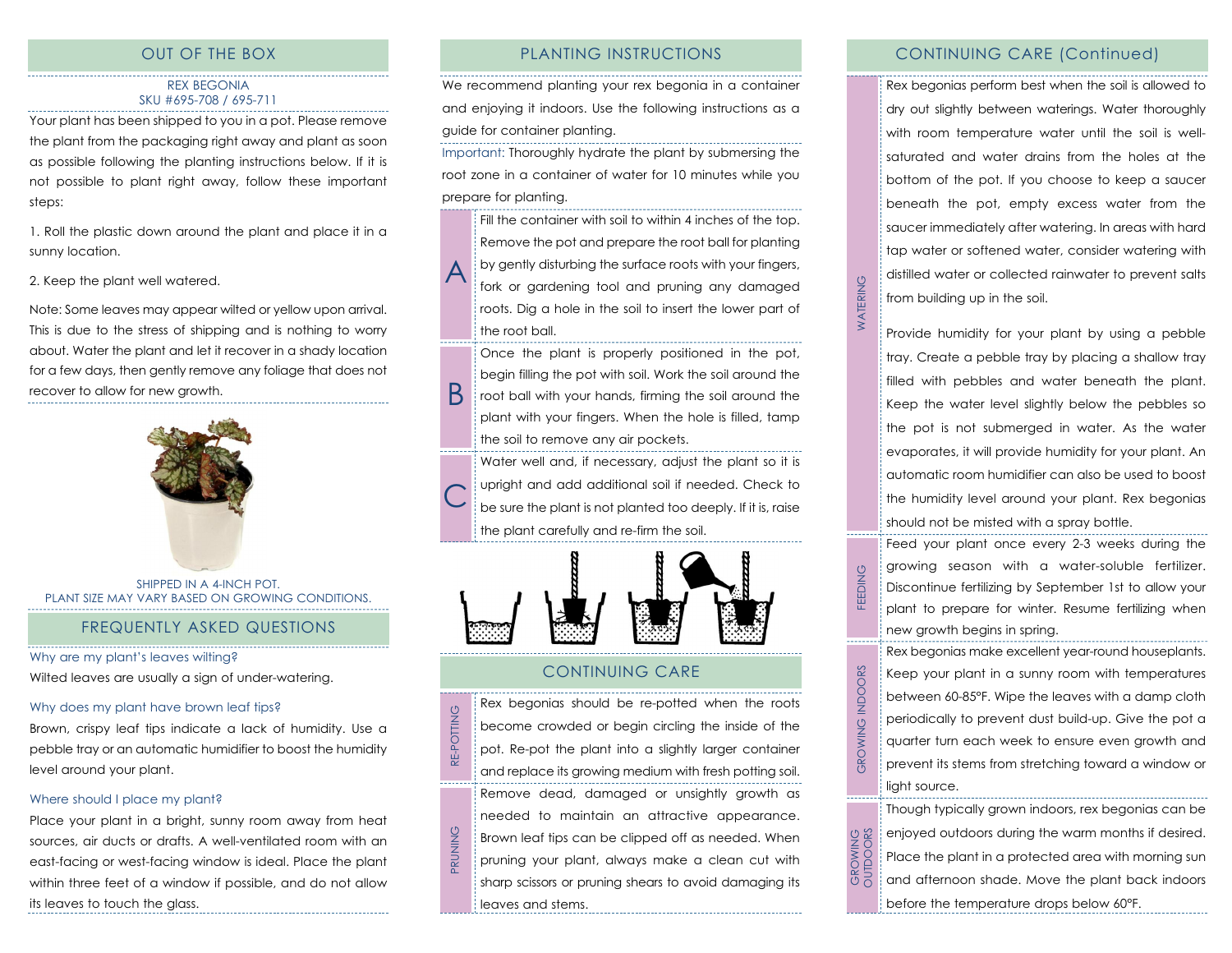## OUT OF THE BOX

REX BEGONIA
SKU #695-708 / 695-711

Your plant has been shipped to you in a pot. Please remove the plant from the packaging right away and plant as soon as possible following the planting instructions below. If it is not possible to plant right away, follow these important steps:

1. Roll the plastic down around the plant and place it in a sunny location.

2. Keep the plant well watered.

Note: Some leaves may appear wilted or yellow upon arrival. This is due to the stress of shipping and is nothing to worry about. Water the plant and let it recover in a shady location for a few days, then gently remove any foliage that does not recover to allow for new growth.

SHIPPED IN A 4-INCH POT.
PLANT SIZE MAY VARY BASED ON GROWING CONDITIONS.

## FREQUENTLY ASKED QUESTIONS

Why are my plant's leaves wilting?

Wilted leaves are usually a sign of under-watering.

Why does my plant have brown leaf tips?

Brown, crispy leaf tips indicate a lack of humidity. Use a pebble tray or an automatic humidifier to boost the humidity level around your plant.

Where should I place my plant?

Place your plant in a bright, sunny room away from heat sources, air ducts or drafts. A well-ventilated room with an east-facing or west-facing window is ideal. Place the plant within three feet of a window if possible, and do not allow its leaves to touch the glass.

## PLANTING INSTRUCTIONS

We recommend planting your rex begonia in a container and enjoying it indoors. Use the following instructions as a guide for container planting.

Important: Thoroughly hydrate the plant by submersing the root zone in a container of water for 10 minutes while you prepare for planting.

**A** Fill the container with soil to within 4 inches of the top. Remove the pot and prepare the root ball for planting by gently disturbing the surface roots with your fingers, fork or gardening tool and pruning any damaged roots. Dig a hole in the soil to insert the lower part of the root ball.

**B** Once the plant is properly positioned in the pot, begin filling the pot with soil. Work the soil around the root ball with your hands, firming the soil around the plant with your fingers. When the hole is filled, tamp the soil to remove any air pockets.

**C** Water well and, if necessary, adjust the plant so it is upright and add additional soil if needed. Check to be sure the plant is not planted too deeply. If it is, raise the plant carefully and re-firm the soil.

## CONTINUING CARE

**RE-POTTING**

Rex begonias should be re-potted when the roots become crowded or begin circling the inside of the pot. Re-pot the plant into a slightly larger container and replace its growing medium with fresh potting soil.

**PRUNING**

Remove dead, damaged or unsightly growth as needed to maintain an attractive appearance. Brown leaf tips can be clipped off as needed. When pruning your plant, always make a clean cut with sharp scissors or pruning shears to avoid damaging its leaves and stems.

## CONTINUING CARE (Continued)

**WATERING**

Rex begonias perform best when the soil is allowed to dry out slightly between waterings. Water thoroughly with room temperature water until the soil is well-saturated and water drains from the holes at the bottom of the pot. If you choose to keep a saucer beneath the pot, empty excess water from the saucer immediately after watering. In areas with hard tap water or softened water, consider watering with distilled water or collected rainwater to prevent salts from building up in the soil.

Provide humidity for your plant by using a pebble tray. Create a pebble tray by placing a shallow tray filled with pebbles and water beneath the plant. Keep the water level slightly below the pebbles so the pot is not submerged in water. As the water evaporates, it will provide humidity for your plant. An automatic room humidifier can also be used to boost the humidity level around your plant. Rex begonias should not be misted with a spray bottle.

**FEEDING**

Feed your plant once every 2-3 weeks during the growing season with a water-soluble fertilizer. Discontinue fertilizing by September 1st to allow your plant to prepare for winter. Resume fertilizing when new growth begins in spring.

**GROWING INDOORS**

Rex begonias make excellent year-round houseplants. Keep your plant in a sunny room with temperatures between 60-85°F. Wipe the leaves with a damp cloth periodically to prevent dust build-up. Give the pot a quarter turn each week to ensure even growth and prevent its stems from stretching toward a window or light source.

**GROWING OUTDOORS**

Though typically grown indoors, rex begonias can be enjoyed outdoors during the warm months if desired. Place the plant in a protected area with morning sun and afternoon shade. Move the plant back indoors before the temperature drops below 60°F.